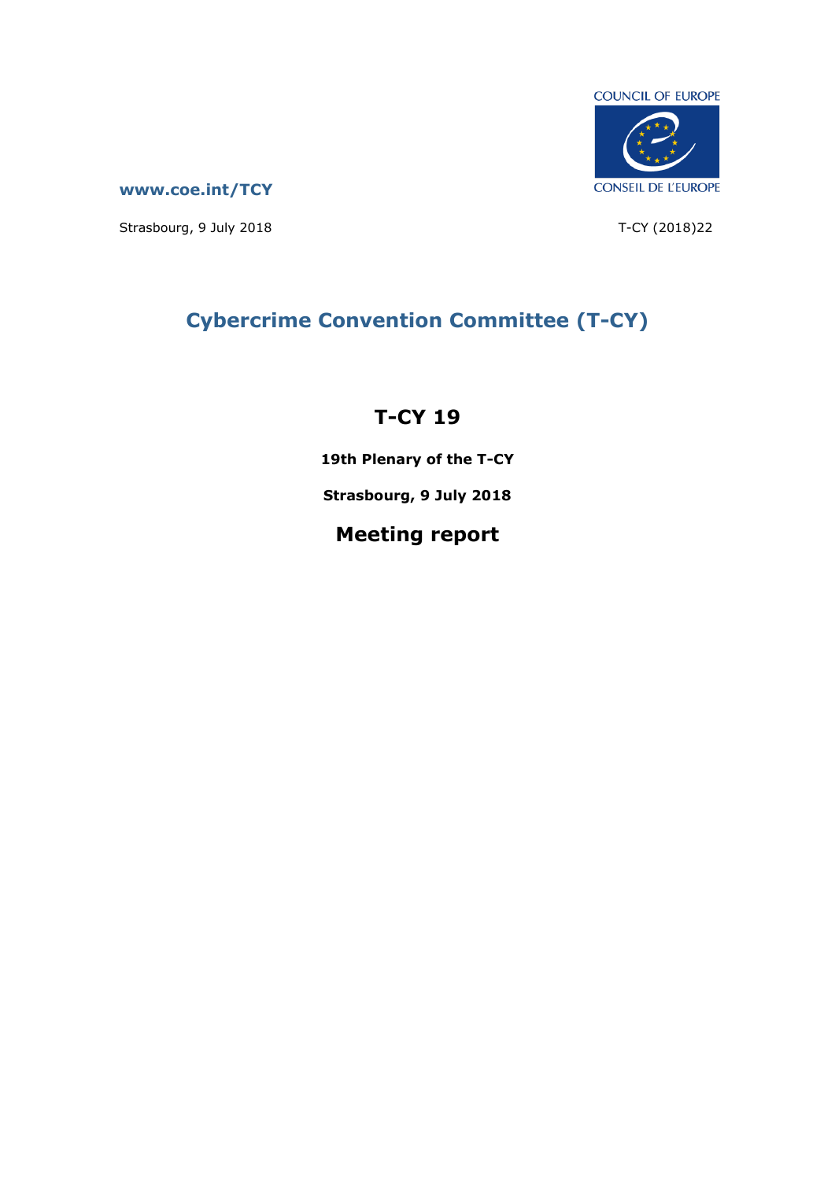COUNCIL OF EUROPE

CONSEIL DE L'EUROPE

**www.coe.int/TCY**

Strasbourg, 9 July 2018

T-CY (2018)22

# Cybercrime Convention Committee (T-CY)

## T-CY 19

**19th Plenary of the T-CY**

**Strasbourg, 9 July 2018**

## Meeting report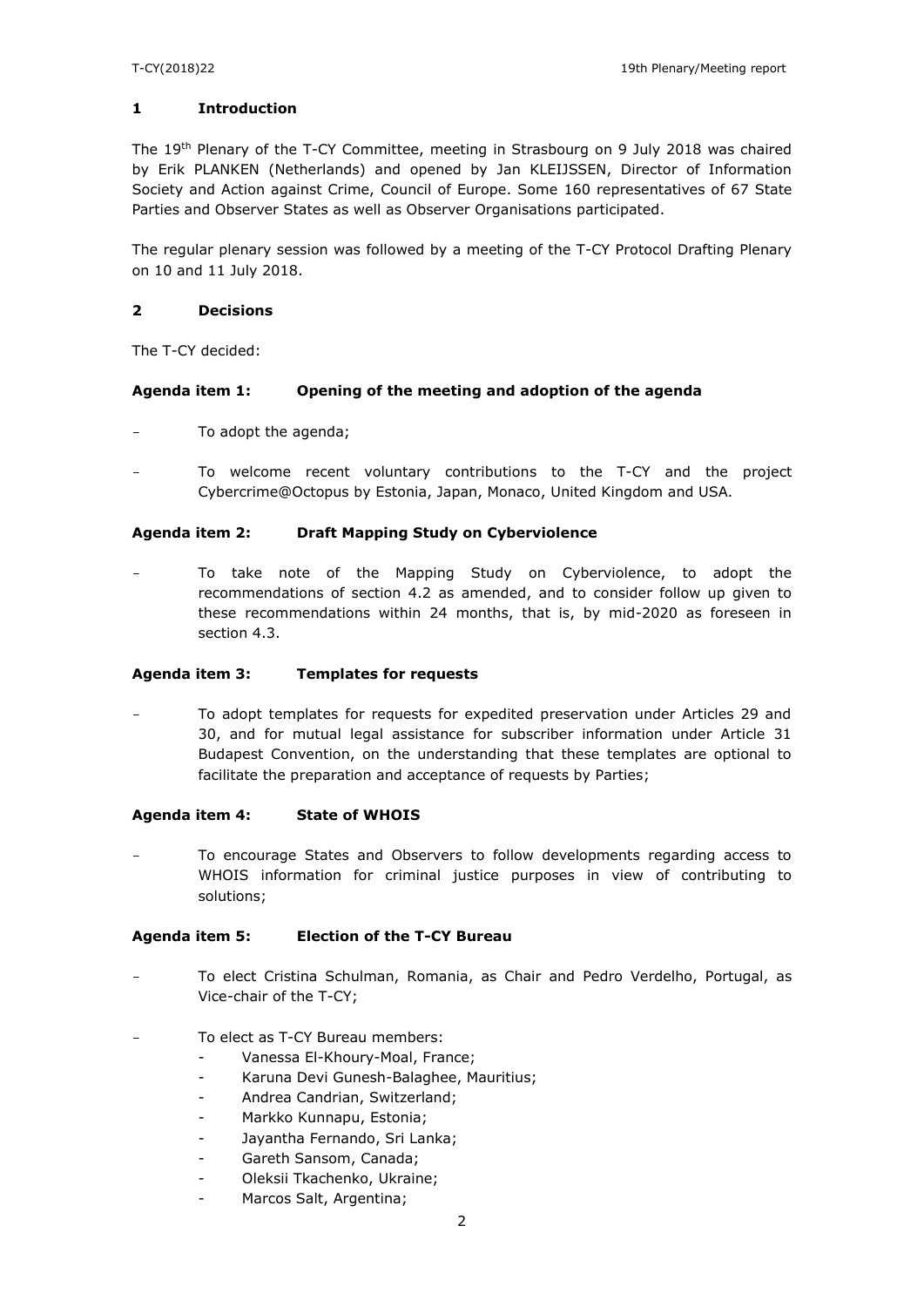## 1 Introduction

The 19th Plenary of the T-CY Committee, meeting in Strasbourg on 9 July 2018 was chaired by Erik PLANKEN (Netherlands) and opened by Jan KLEIJSSEN, Director of Information Society and Action against Crime, Council of Europe. Some 160 representatives of 67 State Parties and Observer States as well as Observer Organisations participated.

The regular plenary session was followed by a meeting of the T-CY Protocol Drafting Plenary on 10 and 11 July 2018.

## 2 Decisions

The T-CY decided:

### Agenda item 1: Opening of the meeting and adoption of the agenda

- To adopt the agenda;
- To welcome recent voluntary contributions to the T-CY and the project Cybercrime@Octopus by Estonia, Japan, Monaco, United Kingdom and USA.

### Agenda item 2: Draft Mapping Study on Cyberviolence

- To take note of the Mapping Study on Cyberviolence, to adopt the recommendations of section 4.2 as amended, and to consider follow up given to these recommendations within 24 months, that is, by mid-2020 as foreseen in section 4.3.

### Agenda item 3: Templates for requests

- To adopt templates for requests for expedited preservation under Articles 29 and 30, and for mutual legal assistance for subscriber information under Article 31 Budapest Convention, on the understanding that these templates are optional to facilitate the preparation and acceptance of requests by Parties;

### Agenda item 4: State of WHOIS

- To encourage States and Observers to follow developments regarding access to WHOIS information for criminal justice purposes in view of contributing to solutions;

### Agenda item 5: Election of the T-CY Bureau

- To elect Cristina Schulman, Romania, as Chair and Pedro Verdelho, Portugal, as Vice-chair of the T-CY;
- To elect as T-CY Bureau members:
  - Vanessa El-Khoury-Moal, France;
  - Karuna Devi Gunesh-Balaghee, Mauritius;
  - Andrea Candrian, Switzerland;
  - Markko Kunnapu, Estonia;
  - Jayantha Fernando, Sri Lanka;
  - Gareth Sansom, Canada;
  - Oleksii Tkachenko, Ukraine;
  - Marcos Salt, Argentina;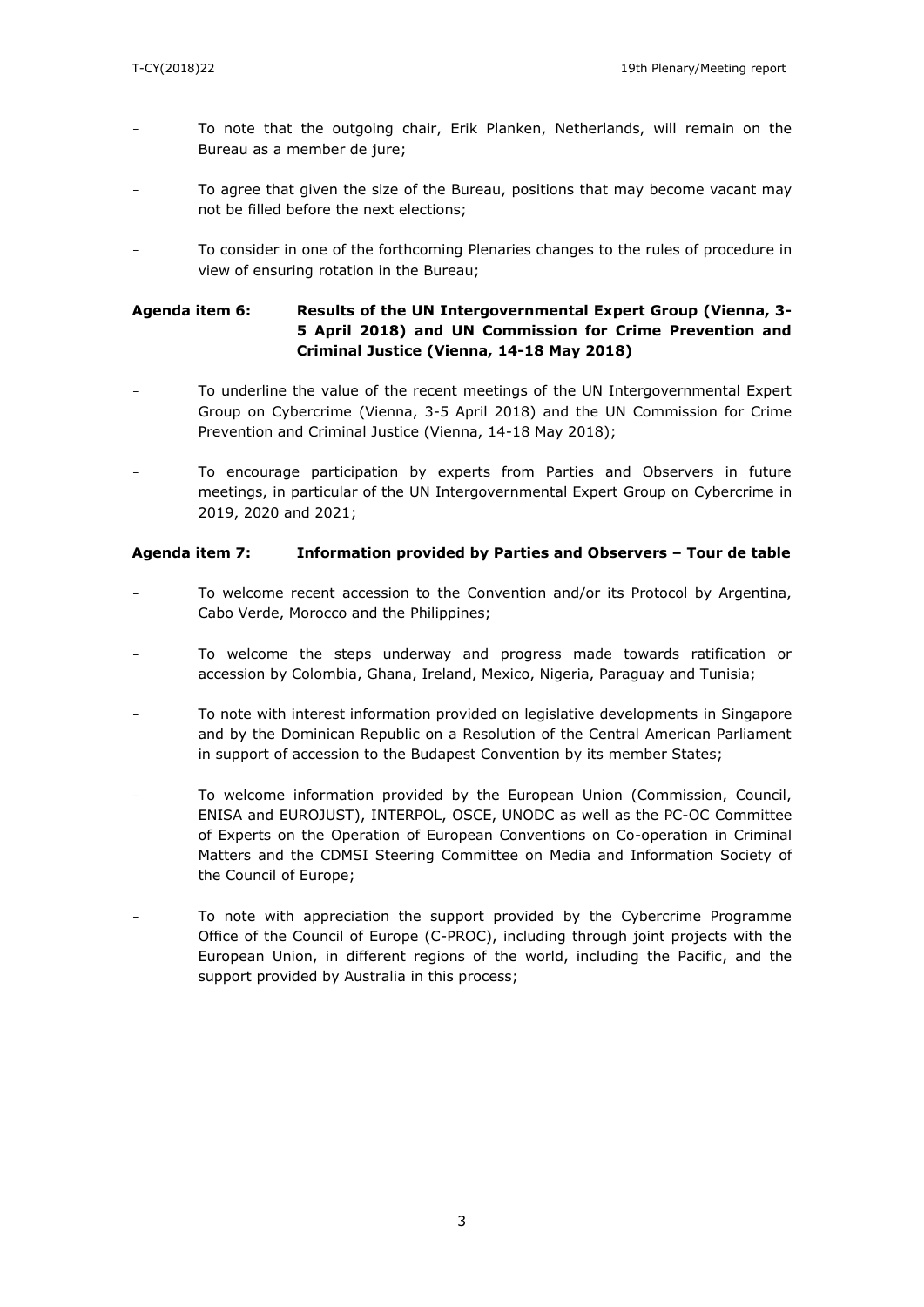- To note that the outgoing chair, Erik Planken, Netherlands, will remain on the Bureau as a member de jure;
- To agree that given the size of the Bureau, positions that may become vacant may not be filled before the next elections;
- To consider in one of the forthcoming Plenaries changes to the rules of procedure in view of ensuring rotation in the Bureau;

**Agenda item 6: Results of the UN Intergovernmental Expert Group (Vienna, 3-5 April 2018) and UN Commission for Crime Prevention and Criminal Justice (Vienna, 14-18 May 2018)**

- To underline the value of the recent meetings of the UN Intergovernmental Expert Group on Cybercrime (Vienna, 3-5 April 2018) and the UN Commission for Crime Prevention and Criminal Justice (Vienna, 14-18 May 2018);
- To encourage participation by experts from Parties and Observers in future meetings, in particular of the UN Intergovernmental Expert Group on Cybercrime in 2019, 2020 and 2021;

**Agenda item 7: Information provided by Parties and Observers – Tour de table**

- To welcome recent accession to the Convention and/or its Protocol by Argentina, Cabo Verde, Morocco and the Philippines;
- To welcome the steps underway and progress made towards ratification or accession by Colombia, Ghana, Ireland, Mexico, Nigeria, Paraguay and Tunisia;
- To note with interest information provided on legislative developments in Singapore and by the Dominican Republic on a Resolution of the Central American Parliament in support of accession to the Budapest Convention by its member States;
- To welcome information provided by the European Union (Commission, Council, ENISA and EUROJUST), INTERPOL, OSCE, UNODC as well as the PC-OC Committee of Experts on the Operation of European Conventions on Co-operation in Criminal Matters and the CDMSI Steering Committee on Media and Information Society of the Council of Europe;
- To note with appreciation the support provided by the Cybercrime Programme Office of the Council of Europe (C-PROC), including through joint projects with the European Union, in different regions of the world, including the Pacific, and the support provided by Australia in this process;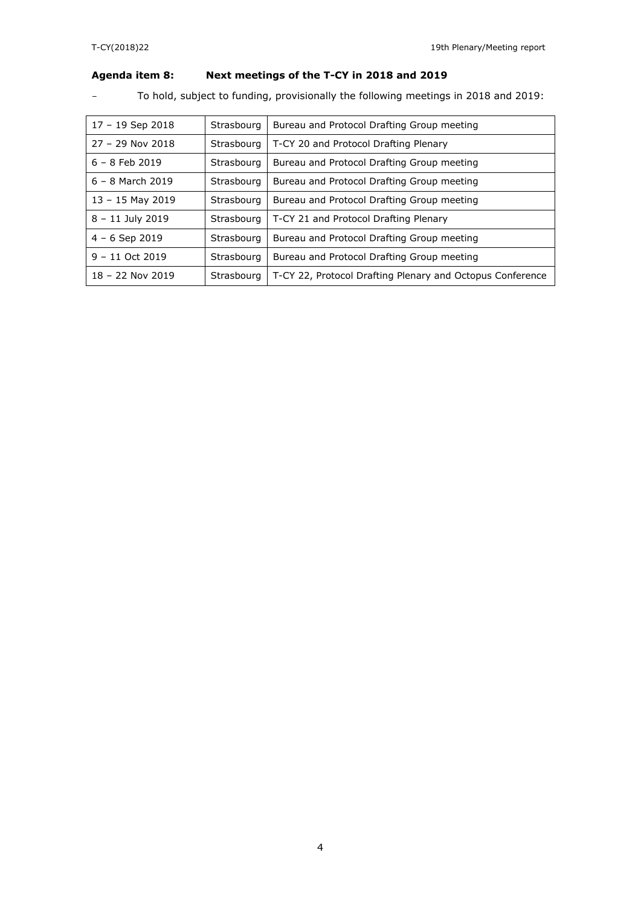## Agenda item 8: Next meetings of the T-CY in 2018 and 2019

- To hold, subject to funding, provisionally the following meetings in 2018 and 2019:

| | | |
|---|---|---|
| 17 – 19 Sep 2018 | Strasbourg | Bureau and Protocol Drafting Group meeting |
| 27 – 29 Nov 2018 | Strasbourg | T-CY 20 and Protocol Drafting Plenary |
| 6 – 8 Feb 2019 | Strasbourg | Bureau and Protocol Drafting Group meeting |
| 6 – 8 March 2019 | Strasbourg | Bureau and Protocol Drafting Group meeting |
| 13 – 15 May 2019 | Strasbourg | Bureau and Protocol Drafting Group meeting |
| 8 – 11 July 2019 | Strasbourg | T-CY 21 and Protocol Drafting Plenary |
| 4 – 6 Sep 2019 | Strasbourg | Bureau and Protocol Drafting Group meeting |
| 9 – 11 Oct 2019 | Strasbourg | Bureau and Protocol Drafting Group meeting |
| 18 – 22 Nov 2019 | Strasbourg | T-CY 22, Protocol Drafting Plenary and Octopus Conference |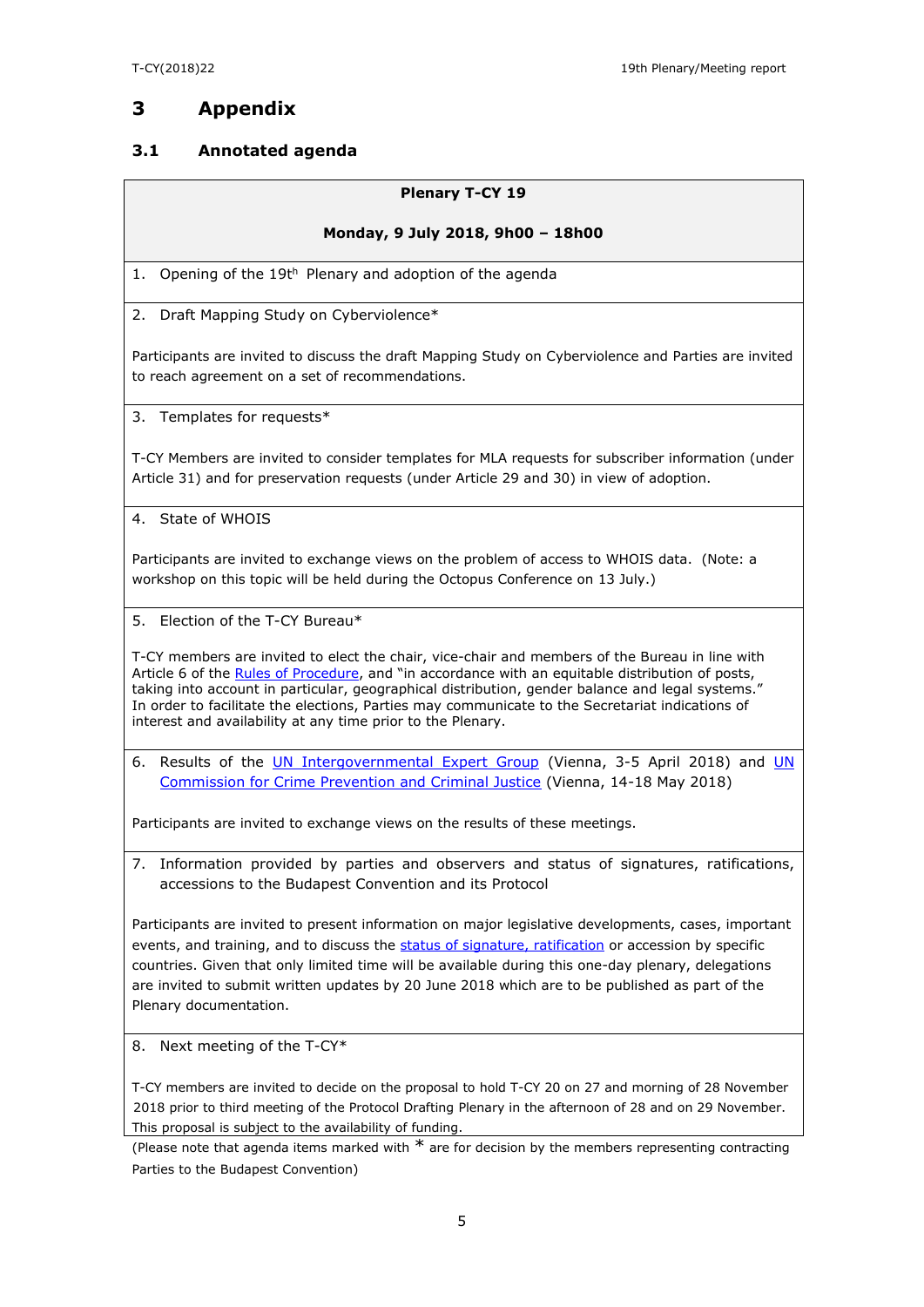# 3 Appendix

## 3.1 Annotated agenda

**Plenary T-CY 19**

**Monday, 9 July 2018, 9h00 – 18h00**

1. Opening of the 19th Plenary and adoption of the agenda

2. Draft Mapping Study on Cyberviolence*

Participants are invited to discuss the draft Mapping Study on Cyberviolence and Parties are invited to reach agreement on a set of recommendations.

3. Templates for requests*

T-CY Members are invited to consider templates for MLA requests for subscriber information (under Article 31) and for preservation requests (under Article 29 and 30) in view of adoption.

4. State of WHOIS

Participants are invited to exchange views on the problem of access to WHOIS data. (Note: a workshop on this topic will be held during the Octopus Conference on 13 July.)

5. Election of the T-CY Bureau*

T-CY members are invited to elect the chair, vice-chair and members of the Bureau in line with Article 6 of the Rules of Procedure, and "in accordance with an equitable distribution of posts, taking into account in particular, geographical distribution, gender balance and legal systems." In order to facilitate the elections, Parties may communicate to the Secretariat indications of interest and availability at any time prior to the Plenary.

6. Results of the UN Intergovernmental Expert Group (Vienna, 3-5 April 2018) and UN Commission for Crime Prevention and Criminal Justice (Vienna, 14-18 May 2018)

Participants are invited to exchange views on the results of these meetings.

7. Information provided by parties and observers and status of signatures, ratifications, accessions to the Budapest Convention and its Protocol

Participants are invited to present information on major legislative developments, cases, important events, and training, and to discuss the status of signature, ratification or accession by specific countries. Given that only limited time will be available during this one-day plenary, delegations are invited to submit written updates by 20 June 2018 which are to be published as part of the Plenary documentation.

8. Next meeting of the T-CY*

T-CY members are invited to decide on the proposal to hold T-CY 20 on 27 and morning of 28 November 2018 prior to third meeting of the Protocol Drafting Plenary in the afternoon of 28 and on 29 November. This proposal is subject to the availability of funding.

(Please note that agenda items marked with * are for decision by the members representing contracting Parties to the Budapest Convention)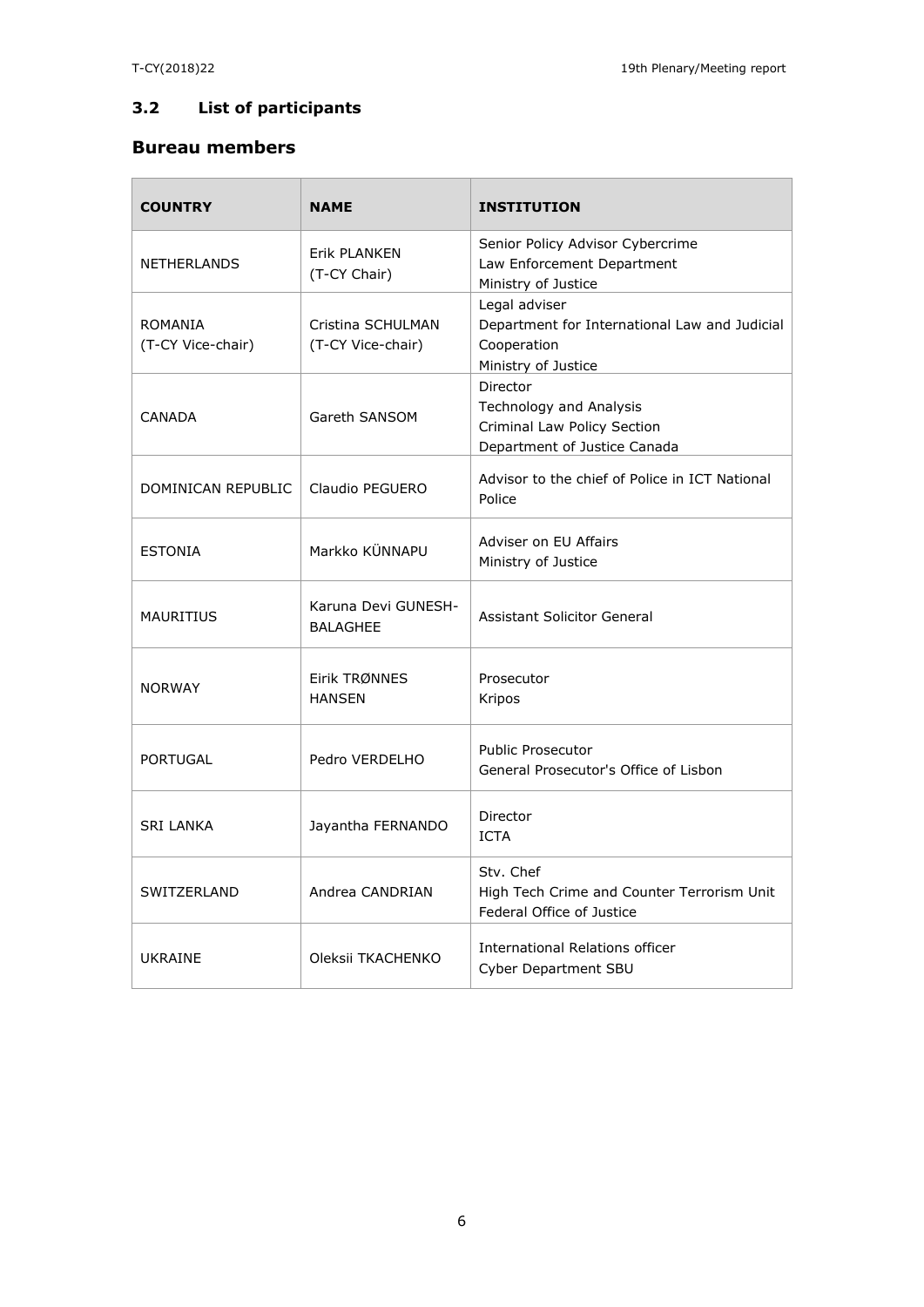### 3.2 List of participants

## Bureau members

| COUNTRY | NAME | INSTITUTION |
| --- | --- | --- |
| NETHERLANDS | Erik PLANKEN (T-CY Chair) | Senior Policy Advisor Cybercrime Law Enforcement Department Ministry of Justice |
| ROMANIA (T-CY Vice-chair) | Cristina SCHULMAN (T-CY Vice-chair) | Legal adviser Department for International Law and Judicial Cooperation Ministry of Justice |
| CANADA | Gareth SANSOM | Director Technology and Analysis Criminal Law Policy Section Department of Justice Canada |
| DOMINICAN REPUBLIC | Claudio PEGUERO | Advisor to the chief of Police in ICT National Police |
| ESTONIA | Markko KÜNNAPU | Adviser on EU Affairs Ministry of Justice |
| MAURITIUS | Karuna Devi GUNESH-BALAGHEE | Assistant Solicitor General |
| NORWAY | Eirik TRØNNES HANSEN | Prosecutor Kripos |
| PORTUGAL | Pedro VERDELHO | Public Prosecutor General Prosecutor's Office of Lisbon |
| SRI LANKA | Jayantha FERNANDO | Director ICTA |
| SWITZERLAND | Andrea CANDRIAN | Stv. Chef High Tech Crime and Counter Terrorism Unit Federal Office of Justice |
| UKRAINE | Oleksii TKACHENKO | International Relations officer Cyber Department SBU |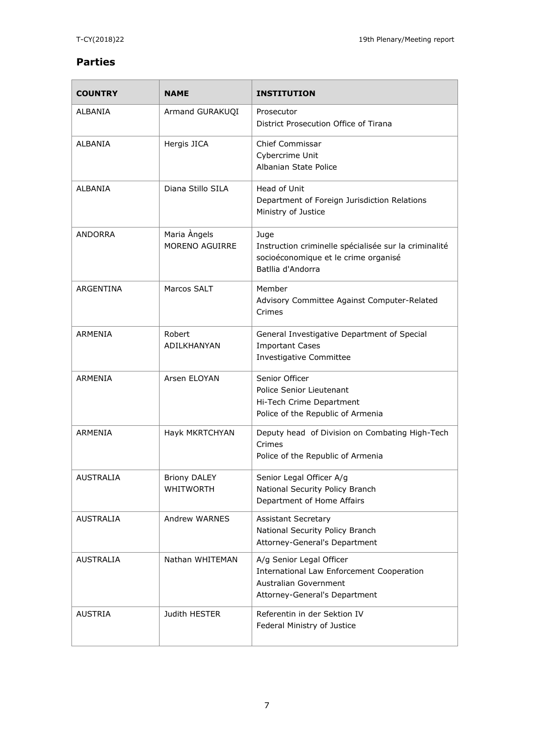## Parties

| COUNTRY | NAME | INSTITUTION |
|---|---|---|
| ALBANIA | Armand GURAKUQI | Prosecutor<br>District Prosecution Office of Tirana |
| ALBANIA | Hergis JICA | Chief Commissar<br>Cybercrime Unit<br>Albanian State Police |
| ALBANIA | Diana Stillo SILA | Head of Unit<br>Department of Foreign Jurisdiction Relations<br>Ministry of Justice |
| ANDORRA | Maria Àngels MORENO AGUIRRE | Juge<br>Instruction criminelle spécialisée sur la criminalité socioéconomique et le crime organisé<br>Batllia d'Andorra |
| ARGENTINA | Marcos SALT | Member<br>Advisory Committee Against Computer-Related Crimes |
| ARMENIA | Robert ADILKHANYAN | General Investigative Department of Special Important Cases<br>Investigative Committee |
| ARMENIA | Arsen ELOYAN | Senior Officer<br>Police Senior Lieutenant<br>Hi-Tech Crime Department<br>Police of the Republic of Armenia |
| ARMENIA | Hayk MKRTCHYAN | Deputy head of Division on Combating High-Tech Crimes<br>Police of the Republic of Armenia |
| AUSTRALIA | Briony DALEY WHITWORTH | Senior Legal Officer A/g<br>National Security Policy Branch<br>Department of Home Affairs |
| AUSTRALIA | Andrew WARNES | Assistant Secretary<br>National Security Policy Branch<br>Attorney-General's Department |
| AUSTRALIA | Nathan WHITEMAN | A/g Senior Legal Officer<br>International Law Enforcement Cooperation<br>Australian Government<br>Attorney-General's Department |
| AUSTRIA | Judith HESTER | Referentin in der Sektion IV<br>Federal Ministry of Justice |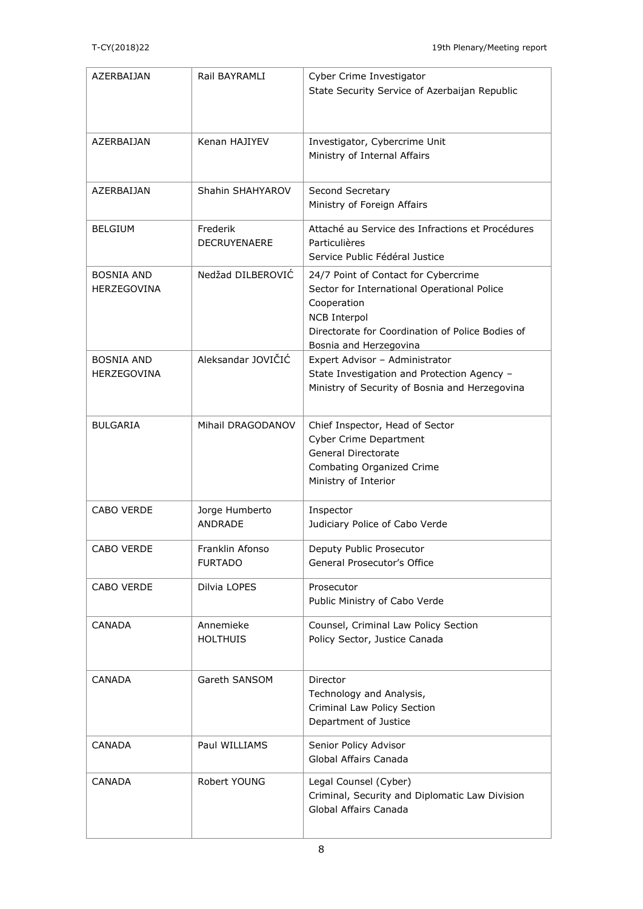| | | |
|---|---|---|
| AZERBAIJAN | Rail BAYRAMLI | Cyber Crime Investigator<br>State Security Service of Azerbaijan Republic |
| AZERBAIJAN | Kenan HAJIYEV | Investigator, Cybercrime Unit<br>Ministry of Internal Affairs |
| AZERBAIJAN | Shahin SHAHYAROV | Second Secretary<br>Ministry of Foreign Affairs |
| BELGIUM | Frederik DECRUYENAERE | Attaché au Service des Infractions et Procédures Particulières<br>Service Public Fédéral Justice |
| BOSNIA AND HERZEGOVINA | Nedžad DILBEROVIĆ | 24/7 Point of Contact for Cybercrime<br>Sector for International Operational Police Cooperation<br>NCB Interpol<br>Directorate for Coordination of Police Bodies of Bosnia and Herzegovina |
| BOSNIA AND HERZEGOVINA | Aleksandar JOVIČIĆ | Expert Advisor – Administrator<br>State Investigation and Protection Agency – Ministry of Security of Bosnia and Herzegovina |
| BULGARIA | Mihail DRAGODANOV | Chief Inspector, Head of Sector<br>Cyber Crime Department<br>General Directorate<br>Combating Organized Crime<br>Ministry of Interior |
| CABO VERDE | Jorge Humberto ANDRADE | Inspector<br>Judiciary Police of Cabo Verde |
| CABO VERDE | Franklin Afonso FURTADO | Deputy Public Prosecutor<br>General Prosecutor's Office |
| CABO VERDE | Dilvia LOPES | Prosecutor<br>Public Ministry of Cabo Verde |
| CANADA | Annemieke HOLTHUIS | Counsel, Criminal Law Policy Section<br>Policy Sector, Justice Canada |
| CANADA | Gareth SANSOM | Director<br>Technology and Analysis,<br>Criminal Law Policy Section<br>Department of Justice |
| CANADA | Paul WILLIAMS | Senior Policy Advisor<br>Global Affairs Canada |
| CANADA | Robert YOUNG | Legal Counsel (Cyber)<br>Criminal, Security and Diplomatic Law Division<br>Global Affairs Canada |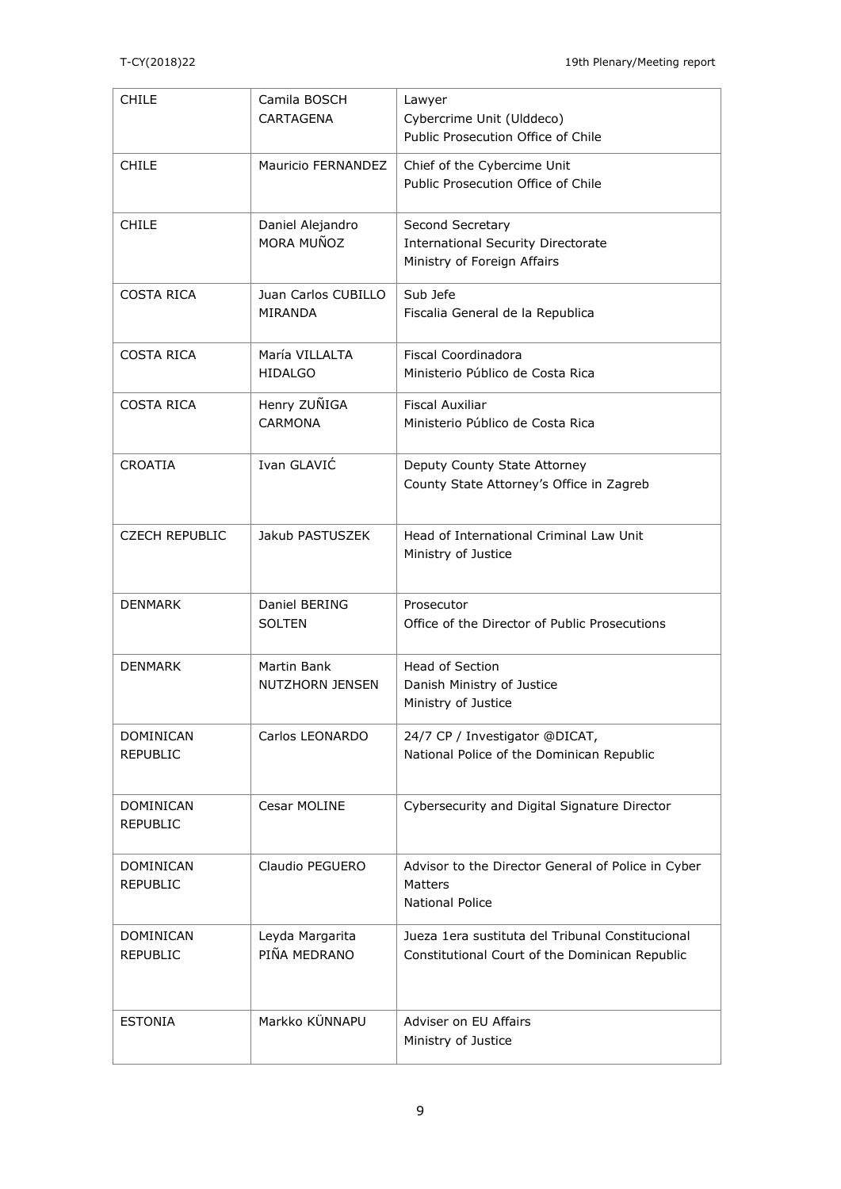| CHILE | Camila BOSCH CARTAGENA | Lawyer<br>Cybercrime Unit (Ulddeco)<br>Public Prosecution Office of Chile |
|---|---|---|
| CHILE | Mauricio FERNANDEZ | Chief of the Cybercime Unit<br>Public Prosecution Office of Chile |
| CHILE | Daniel Alejandro MORA MUÑOZ | Second Secretary<br>International Security Directorate<br>Ministry of Foreign Affairs |
| COSTA RICA | Juan Carlos CUBILLO MIRANDA | Sub Jefe<br>Fiscalia General de la Republica |
| COSTA RICA | María VILLALTA HIDALGO | Fiscal Coordinadora<br>Ministerio Público de Costa Rica |
| COSTA RICA | Henry ZUÑIGA CARMONA | Fiscal Auxiliar<br>Ministerio Público de Costa Rica |
| CROATIA | Ivan GLAVIĆ | Deputy County State Attorney<br>County State Attorney's Office in Zagreb |
| CZECH REPUBLIC | Jakub PASTUSZEK | Head of International Criminal Law Unit<br>Ministry of Justice |
| DENMARK | Daniel BERING SOLTEN | Prosecutor<br>Office of the Director of Public Prosecutions |
| DENMARK | Martin Bank NUTZHORN JENSEN | Head of Section<br>Danish Ministry of Justice<br>Ministry of Justice |
| DOMINICAN REPUBLIC | Carlos LEONARDO | 24/7 CP / Investigator @DICAT,<br>National Police of the Dominican Republic |
| DOMINICAN REPUBLIC | Cesar MOLINE | Cybersecurity and Digital Signature Director |
| DOMINICAN REPUBLIC | Claudio PEGUERO | Advisor to the Director General of Police in Cyber Matters<br>National Police |
| DOMINICAN REPUBLIC | Leyda Margarita PIÑA MEDRANO | Jueza 1era sustituta del Tribunal Constitucional<br>Constitutional Court of the Dominican Republic |
| ESTONIA | Markko KÜNNAPU | Adviser on EU Affairs<br>Ministry of Justice |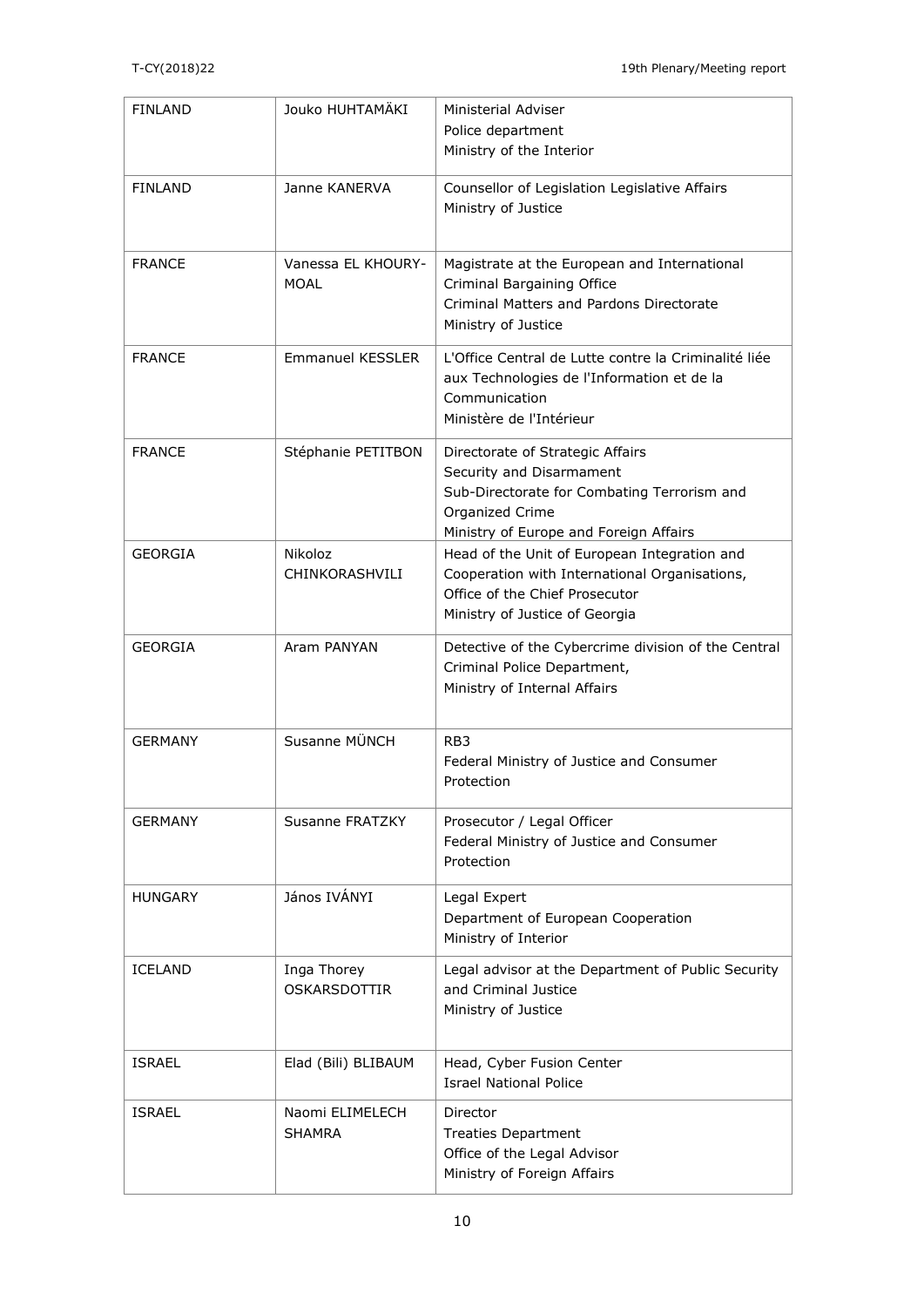| FINLAND | Jouko HUHTAMÄKI | Ministerial Adviser<br>Police department<br>Ministry of the Interior |
|---|---|---|
| FINLAND | Janne KANERVA | Counsellor of Legislation Legislative Affairs<br>Ministry of Justice |
| FRANCE | Vanessa EL KHOURY-MOAL | Magistrate at the European and International Criminal Bargaining Office<br>Criminal Matters and Pardons Directorate<br>Ministry of Justice |
| FRANCE | Emmanuel KESSLER | L'Office Central de Lutte contre la Criminalité liée aux Technologies de l'Information et de la Communication<br>Ministère de l'Intérieur |
| FRANCE | Stéphanie PETITBON | Directorate of Strategic Affairs<br>Security and Disarmament<br>Sub-Directorate for Combating Terrorism and Organized Crime<br>Ministry of Europe and Foreign Affairs |
| GEORGIA | Nikoloz CHINKORASHVILI | Head of the Unit of European Integration and Cooperation with International Organisations,<br>Office of the Chief Prosecutor<br>Ministry of Justice of Georgia |
| GEORGIA | Aram PANYAN | Detective of the Cybercrime division of the Central Criminal Police Department,<br>Ministry of Internal Affairs |
| GERMANY | Susanne MÜNCH | RB3<br>Federal Ministry of Justice and Consumer Protection |
| GERMANY | Susanne FRATZKY | Prosecutor / Legal Officer<br>Federal Ministry of Justice and Consumer Protection |
| HUNGARY | János IVÁNYI | Legal Expert<br>Department of European Cooperation<br>Ministry of Interior |
| ICELAND | Inga Thorey OSKARSDOTTIR | Legal advisor at the Department of Public Security and Criminal Justice<br>Ministry of Justice |
| ISRAEL | Elad (Bili) BLIBAUM | Head, Cyber Fusion Center<br>Israel National Police |
| ISRAEL | Naomi ELIMELECH SHAMRA | Director<br>Treaties Department<br>Office of the Legal Advisor<br>Ministry of Foreign Affairs |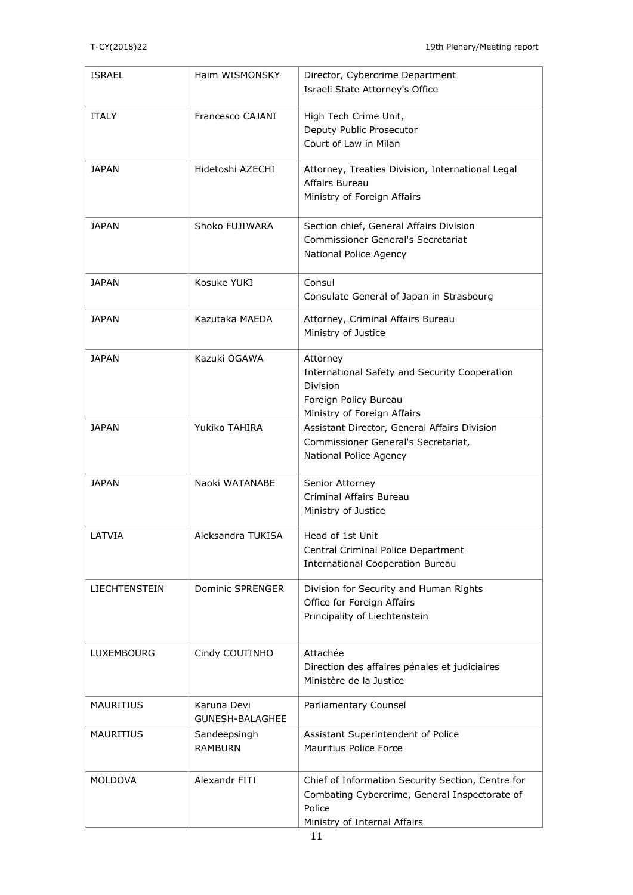| ISRAEL | Haim WISMONSKY | Director, Cybercrime Department<br>Israeli State Attorney's Office |
|---|---|---|
| ITALY | Francesco CAJANI | High Tech Crime Unit,<br>Deputy Public Prosecutor<br>Court of Law in Milan |
| JAPAN | Hidetoshi AZECHI | Attorney, Treaties Division, International Legal Affairs Bureau<br>Ministry of Foreign Affairs |
| JAPAN | Shoko FUJIWARA | Section chief, General Affairs Division<br>Commissioner General's Secretariat<br>National Police Agency |
| JAPAN | Kosuke YUKI | Consul<br>Consulate General of Japan in Strasbourg |
| JAPAN | Kazutaka MAEDA | Attorney, Criminal Affairs Bureau<br>Ministry of Justice |
| JAPAN | Kazuki OGAWA | Attorney<br>International Safety and Security Cooperation Division<br>Foreign Policy Bureau<br>Ministry of Foreign Affairs |
| JAPAN | Yukiko TAHIRA | Assistant Director, General Affairs Division<br>Commissioner General's Secretariat,<br>National Police Agency |
| JAPAN | Naoki WATANABE | Senior Attorney<br>Criminal Affairs Bureau<br>Ministry of Justice |
| LATVIA | Aleksandra TUKISA | Head of 1st Unit<br>Central Criminal Police Department<br>International Cooperation Bureau |
| LIECHTENSTEIN | Dominic SPRENGER | Division for Security and Human Rights<br>Office for Foreign Affairs<br>Principality of Liechtenstein |
| LUXEMBOURG | Cindy COUTINHO | Attachée<br>Direction des affaires pénales et judiciaires<br>Ministère de la Justice |
| MAURITIUS | Karuna Devi GUNESH-BALAGHEE | Parliamentary Counsel |
| MAURITIUS | Sandeepsingh RAMBURN | Assistant Superintendent of Police<br>Mauritius Police Force |
| MOLDOVA | Alexandr FITI | Chief of Information Security Section, Centre for Combating Cybercrime, General Inspectorate of Police<br>Ministry of Internal Affairs |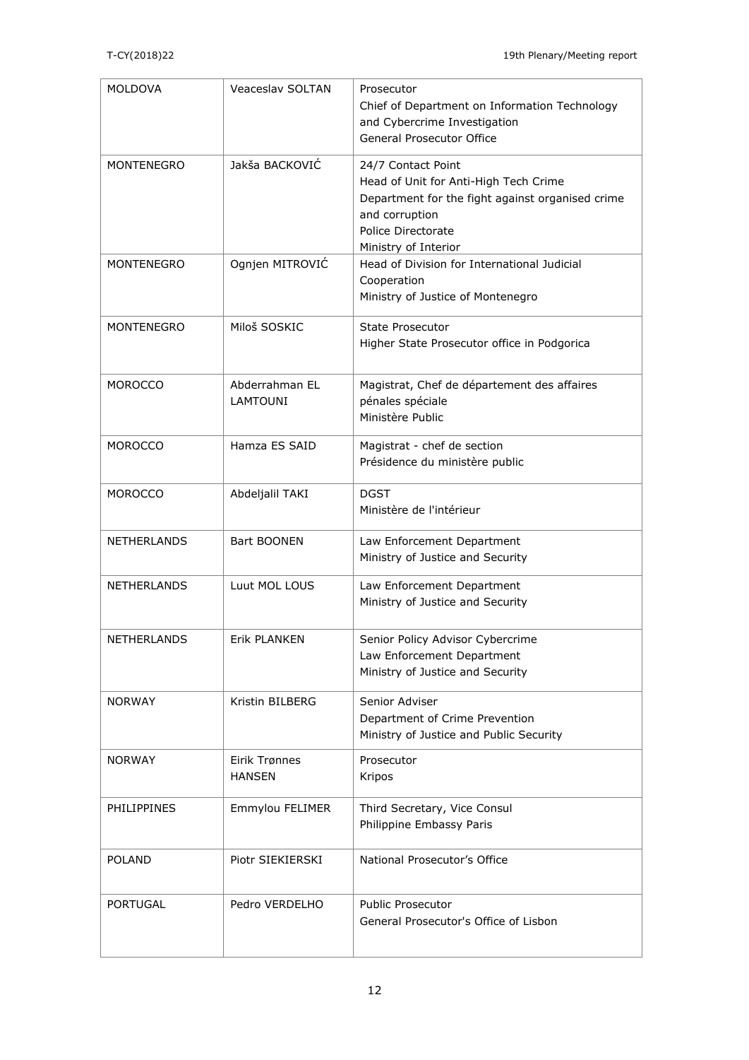| MOLDOVA | Veaceslav SOLTAN | Prosecutor<br>Chief of Department on Information Technology and Cybercrime Investigation<br>General Prosecutor Office |
|---|---|---|
| MONTENEGRO | Jakša BACKOVIĆ | 24/7 Contact Point<br>Head of Unit for Anti-High Tech Crime<br>Department for the fight against organised crime and corruption<br>Police Directorate<br>Ministry of Interior |
| MONTENEGRO | Ognjen MITROVIĆ | Head of Division for International Judicial Cooperation<br>Ministry of Justice of Montenegro |
| MONTENEGRO | Miloš SOSKIC | State Prosecutor<br>Higher State Prosecutor office in Podgorica |
| MOROCCO | Abderrahman EL LAMTOUNI | Magistrat, Chef de département des affaires pénales spéciale<br>Ministère Public |
| MOROCCO | Hamza ES SAID | Magistrat - chef de section<br>Présidence du ministère public |
| MOROCCO | Abdeljalil TAKI | DGST<br>Ministère de l'intérieur |
| NETHERLANDS | Bart BOONEN | Law Enforcement Department<br>Ministry of Justice and Security |
| NETHERLANDS | Luut MOL LOUS | Law Enforcement Department<br>Ministry of Justice and Security |
| NETHERLANDS | Erik PLANKEN | Senior Policy Advisor Cybercrime<br>Law Enforcement Department<br>Ministry of Justice and Security |
| NORWAY | Kristin BILBERG | Senior Adviser<br>Department of Crime Prevention<br>Ministry of Justice and Public Security |
| NORWAY | Eirik Trønnes HANSEN | Prosecutor<br>Kripos |
| PHILIPPINES | Emmylou FELIMER | Third Secretary, Vice Consul<br>Philippine Embassy Paris |
| POLAND | Piotr SIEKIERSKI | National Prosecutor's Office |
| PORTUGAL | Pedro VERDELHO | Public Prosecutor<br>General Prosecutor's Office of Lisbon |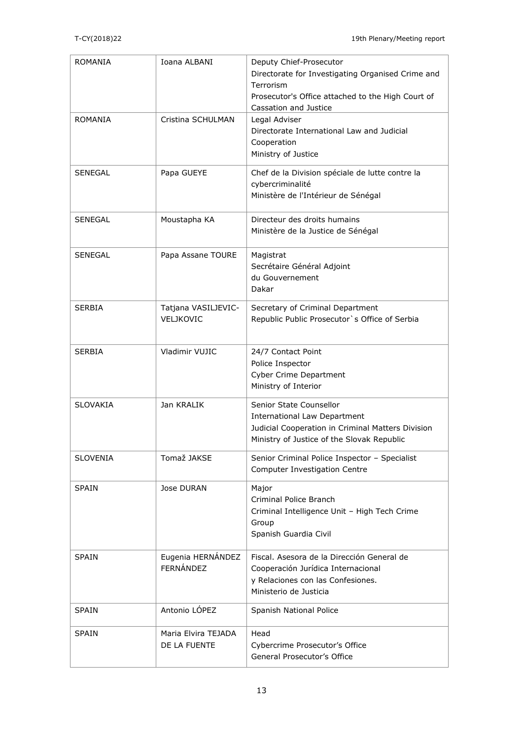| ROMANIA | Ioana ALBANI | Deputy Chief-Prosecutor<br>Directorate for Investigating Organised Crime and Terrorism<br>Prosecutor's Office attached to the High Court of Cassation and Justice |
|---|---|---|
| ROMANIA | Cristina SCHULMAN | Legal Adviser<br>Directorate International Law and Judicial Cooperation<br>Ministry of Justice |
| SENEGAL | Papa GUEYE | Chef de la Division spéciale de lutte contre la cybercriminalité<br>Ministère de l'Intérieur de Sénégal |
| SENEGAL | Moustapha KA | Directeur des droits humains<br>Ministère de la Justice de Sénégal |
| SENEGAL | Papa Assane TOURE | Magistrat<br>Secrétaire Général Adjoint<br>du Gouvernement<br>Dakar |
| SERBIA | Tatjana VASILJEVIC-VELJKOVIC | Secretary of Criminal Department<br>Republic Public Prosecutor`s Office of Serbia |
| SERBIA | Vladimir VUJIC | 24/7 Contact Point<br>Police Inspector<br>Cyber Crime Department<br>Ministry of Interior |
| SLOVAKIA | Jan KRALIK | Senior State Counsellor<br>International Law Department<br>Judicial Cooperation in Criminal Matters Division<br>Ministry of Justice of the Slovak Republic |
| SLOVENIA | Tomaž JAKSE | Senior Criminal Police Inspector – Specialist<br>Computer Investigation Centre |
| SPAIN | Jose DURAN | Major<br>Criminal Police Branch<br>Criminal Intelligence Unit – High Tech Crime Group<br>Spanish Guardia Civil |
| SPAIN | Eugenia HERNÁNDEZ FERNÁNDEZ | Fiscal. Asesora de la Dirección General de Cooperación Jurídica Internacional<br>y Relaciones con las Confesiones.<br>Ministerio de Justicia |
| SPAIN | Antonio LÓPEZ | Spanish National Police |
| SPAIN | Maria Elvira TEJADA DE LA FUENTE | Head<br>Cybercrime Prosecutor's Office<br>General Prosecutor's Office |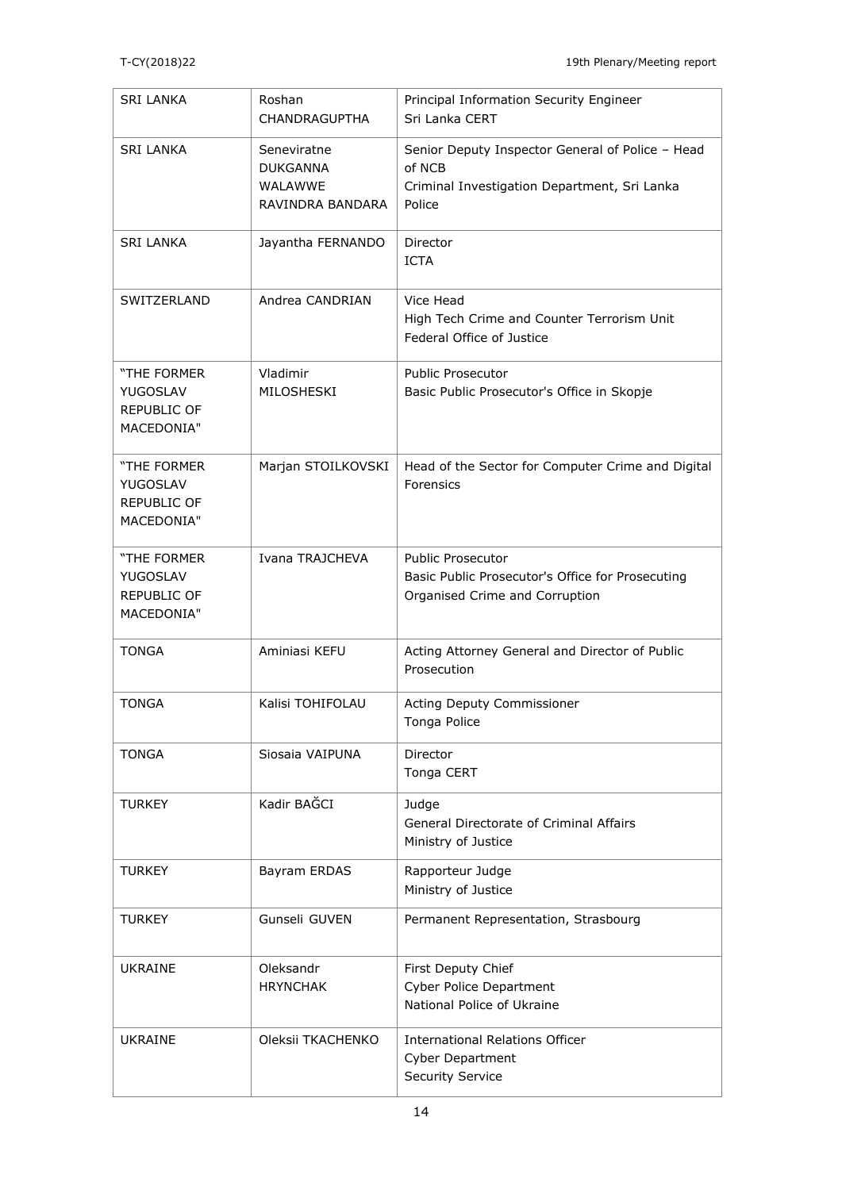| SRI LANKA | Roshan CHANDRAGUPTHA | Principal Information Security Engineer<br>Sri Lanka CERT |
|---|---|---|
| SRI LANKA | Seneviratne DUKGANNA WALAWWE RAVINDRA BANDARA | Senior Deputy Inspector General of Police – Head of NCB<br>Criminal Investigation Department, Sri Lanka Police |
| SRI LANKA | Jayantha FERNANDO | Director<br>ICTA |
| SWITZERLAND | Andrea CANDRIAN | Vice Head<br>High Tech Crime and Counter Terrorism Unit<br>Federal Office of Justice |
| "THE FORMER YUGOSLAV REPUBLIC OF MACEDONIA" | Vladimir MILOSHESKI | Public Prosecutor<br>Basic Public Prosecutor's Office in Skopje |
| "THE FORMER YUGOSLAV REPUBLIC OF MACEDONIA" | Marjan STOILKOVSKI | Head of the Sector for Computer Crime and Digital Forensics |
| "THE FORMER YUGOSLAV REPUBLIC OF MACEDONIA" | Ivana TRAJCHEVA | Public Prosecutor<br>Basic Public Prosecutor's Office for Prosecuting Organised Crime and Corruption |
| TONGA | Aminiasi KEFU | Acting Attorney General and Director of Public Prosecution |
| TONGA | Kalisi TOHIFOLAU | Acting Deputy Commissioner<br>Tonga Police |
| TONGA | Siosaia VAIPUNA | Director<br>Tonga CERT |
| TURKEY | Kadir BAĞCI | Judge<br>General Directorate of Criminal Affairs<br>Ministry of Justice |
| TURKEY | Bayram ERDAS | Rapporteur Judge<br>Ministry of Justice |
| TURKEY | Gunseli GUVEN | Permanent Representation, Strasbourg |
| UKRAINE | Oleksandr HRYNCHAK | First Deputy Chief<br>Cyber Police Department<br>National Police of Ukraine |
| UKRAINE | Oleksii TKACHENKO | International Relations Officer<br>Cyber Department<br>Security Service |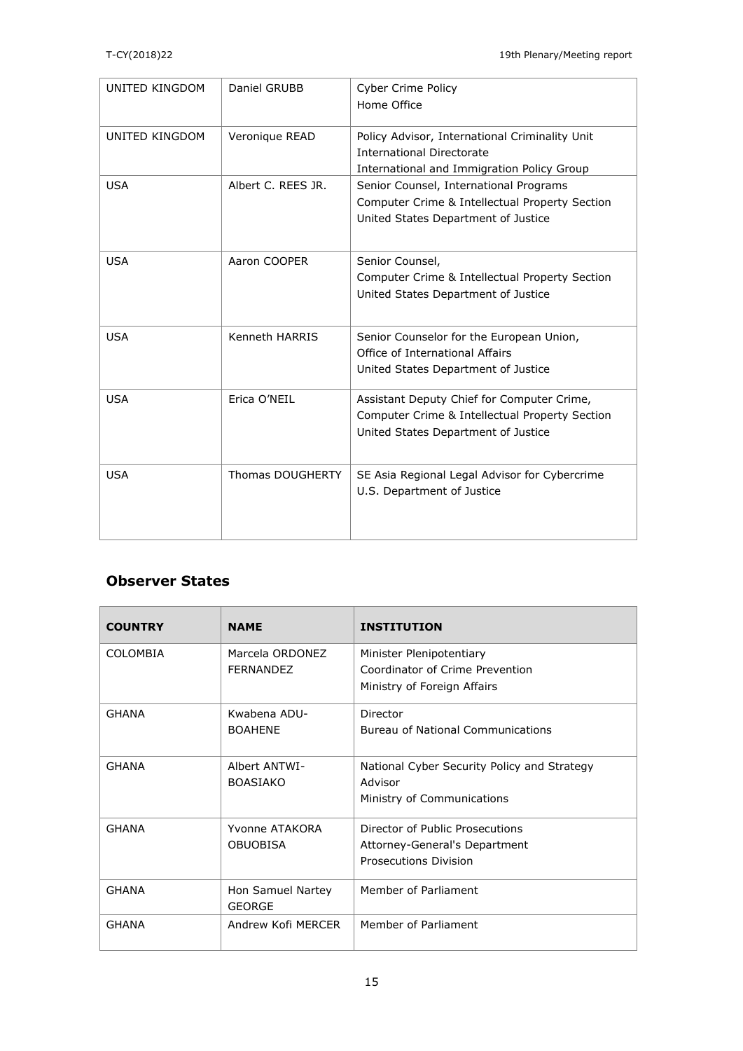| UNITED KINGDOM | Daniel GRUBB | Cyber Crime Policy<br>Home Office |
|---|---|---|
| UNITED KINGDOM | Veronique READ | Policy Advisor, International Criminality Unit<br>International Directorate<br>International and Immigration Policy Group |
| USA | Albert C. REES JR. | Senior Counsel, International Programs<br>Computer Crime & Intellectual Property Section<br>United States Department of Justice |
| USA | Aaron COOPER | Senior Counsel,<br>Computer Crime & Intellectual Property Section<br>United States Department of Justice |
| USA | Kenneth HARRIS | Senior Counselor for the European Union,<br>Office of International Affairs<br>United States Department of Justice |
| USA | Erica O'NEIL | Assistant Deputy Chief for Computer Crime,<br>Computer Crime & Intellectual Property Section<br>United States Department of Justice |
| USA | Thomas DOUGHERTY | SE Asia Regional Legal Advisor for Cybercrime<br>U.S. Department of Justice |

## Observer States

| COUNTRY | NAME | INSTITUTION |
|---|---|---|
| COLOMBIA | Marcela ORDONEZ FERNANDEZ | Minister Plenipotentiary<br>Coordinator of Crime Prevention<br>Ministry of Foreign Affairs |
| GHANA | Kwabena ADU-BOAHENE | Director<br>Bureau of National Communications |
| GHANA | Albert ANTWI-BOASIAKO | National Cyber Security Policy and Strategy Advisor<br>Ministry of Communications |
| GHANA | Yvonne ATAKORA OBUOBISA | Director of Public Prosecutions<br>Attorney-General's Department<br>Prosecutions Division |
| GHANA | Hon Samuel Nartey GEORGE | Member of Parliament |
| GHANA | Andrew Kofi MERCER | Member of Parliament |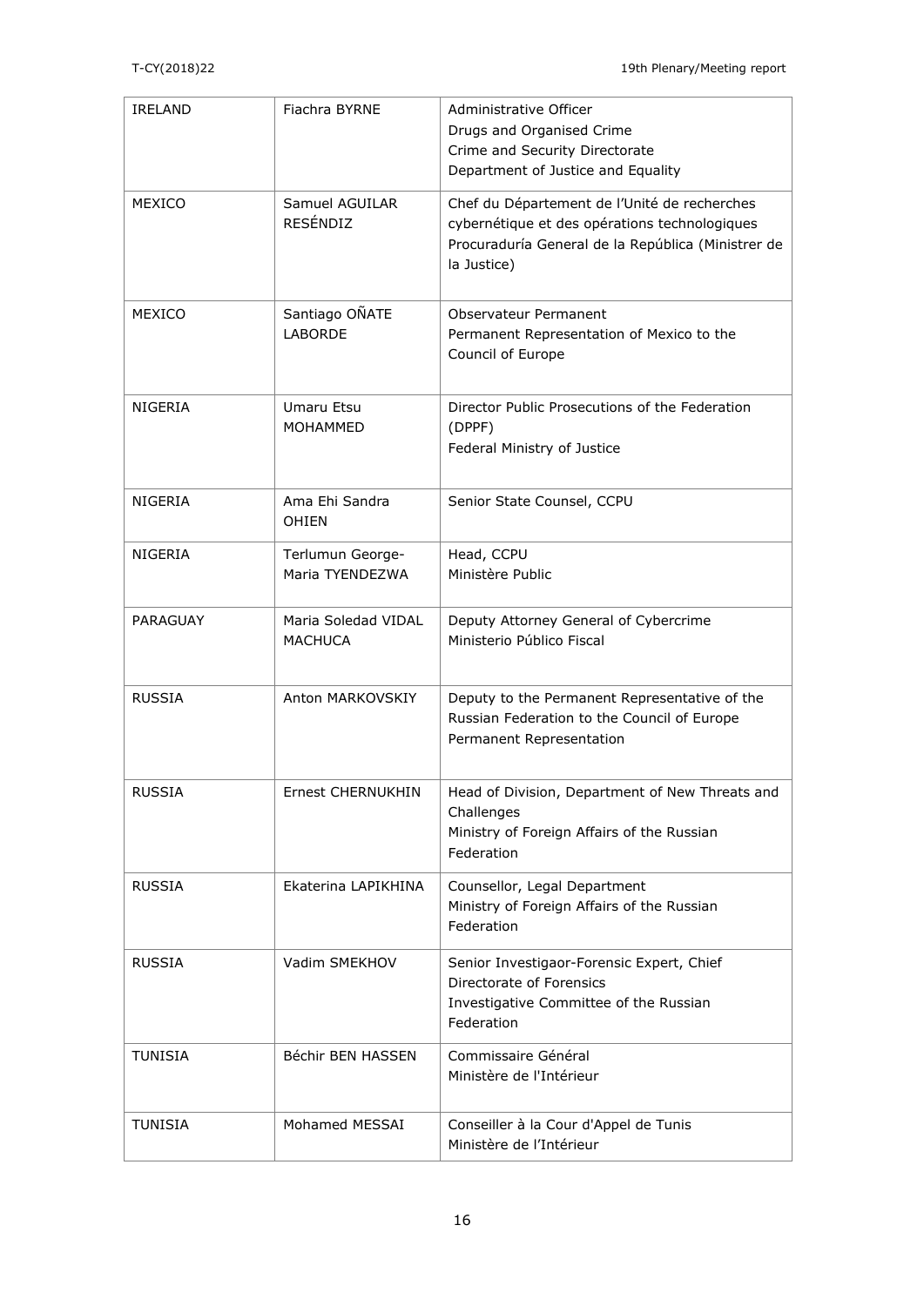| IRELAND | Fiachra BYRNE | Administrative Officer<br>Drugs and Organised Crime<br>Crime and Security Directorate<br>Department of Justice and Equality |
|---|---|---|
| MEXICO | Samuel AGUILAR RESÉNDIZ | Chef du Département de l'Unité de recherches cybernétique et des opérations technologiques<br>Procuraduría General de la República (Ministrer de la Justice) |
| MEXICO | Santiago OÑATE LABORDE | Observateur Permanent<br>Permanent Representation of Mexico to the Council of Europe |
| NIGERIA | Umaru Etsu MOHAMMED | Director Public Prosecutions of the Federation (DPPF)<br>Federal Ministry of Justice |
| NIGERIA | Ama Ehi Sandra OHIEN | Senior State Counsel, CCPU |
| NIGERIA | Terlumun George-Maria TYENDEZWA | Head, CCPU<br>Ministère Public |
| PARAGUAY | Maria Soledad VIDAL MACHUCA | Deputy Attorney General of Cybercrime<br>Ministerio Público Fiscal |
| RUSSIA | Anton MARKOVSKIY | Deputy to the Permanent Representative of the Russian Federation to the Council of Europe<br>Permanent Representation |
| RUSSIA | Ernest CHERNUKHIN | Head of Division, Department of New Threats and Challenges<br>Ministry of Foreign Affairs of the Russian Federation |
| RUSSIA | Ekaterina LAPIKHINA | Counsellor, Legal Department<br>Ministry of Foreign Affairs of the Russian Federation |
| RUSSIA | Vadim SMEKHOV | Senior Investigaor-Forensic Expert, Chief Directorate of Forensics<br>Investigative Committee of the Russian Federation |
| TUNISIA | Béchir BEN HASSEN | Commissaire Général<br>Ministère de l'Intérieur |
| TUNISIA | Mohamed MESSAI | Conseiller à la Cour d'Appel de Tunis<br>Ministère de l'Intérieur |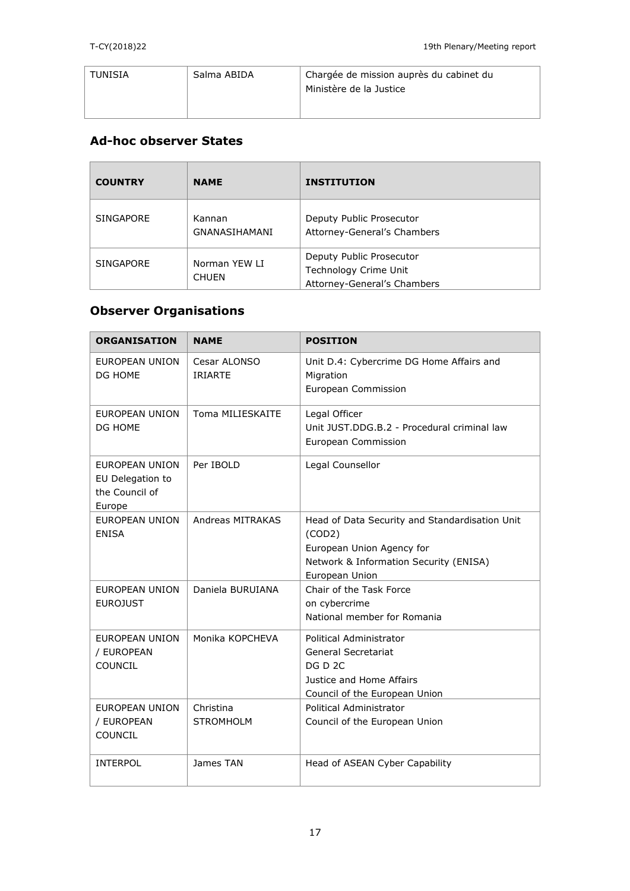| TUNISIA | Salma ABIDA | Chargée de mission auprès du cabinet du Ministère de la Justice |
|---|---|---|

## Ad-hoc observer States

| COUNTRY | NAME | INSTITUTION |
|---|---|---|
| SINGAPORE | Kannan GNANASIHAMANI | Deputy Public Prosecutor<br>Attorney-General's Chambers |
| SINGAPORE | Norman YEW LI CHUEN | Deputy Public Prosecutor<br>Technology Crime Unit<br>Attorney-General's Chambers |

## Observer Organisations

| ORGANISATION | NAME | POSITION |
|---|---|---|
| EUROPEAN UNION DG HOME | Cesar ALONSO IRIARTE | Unit D.4: Cybercrime DG Home Affairs and Migration<br>European Commission |
| EUROPEAN UNION DG HOME | Toma MILIESKAITE | Legal Officer<br>Unit JUST.DDG.B.2 - Procedural criminal law<br>European Commission |
| EUROPEAN UNION EU Delegation to the Council of Europe | Per IBOLD | Legal Counsellor |
| EUROPEAN UNION ENISA | Andreas MITRAKAS | Head of Data Security and Standardisation Unit (COD2)<br>European Union Agency for<br>Network & Information Security (ENISA)<br>European Union |
| EUROPEAN UNION EUROJUST | Daniela BURUIANA | Chair of the Task Force on cybercrime<br>National member for Romania |
| EUROPEAN UNION / EUROPEAN COUNCIL | Monika KOPCHEVA | Political Administrator<br>General Secretariat<br>DG D 2C<br>Justice and Home Affairs<br>Council of the European Union |
| EUROPEAN UNION / EUROPEAN COUNCIL | Christina STROMHOLM | Political Administrator<br>Council of the European Union |
| INTERPOL | James TAN | Head of ASEAN Cyber Capability |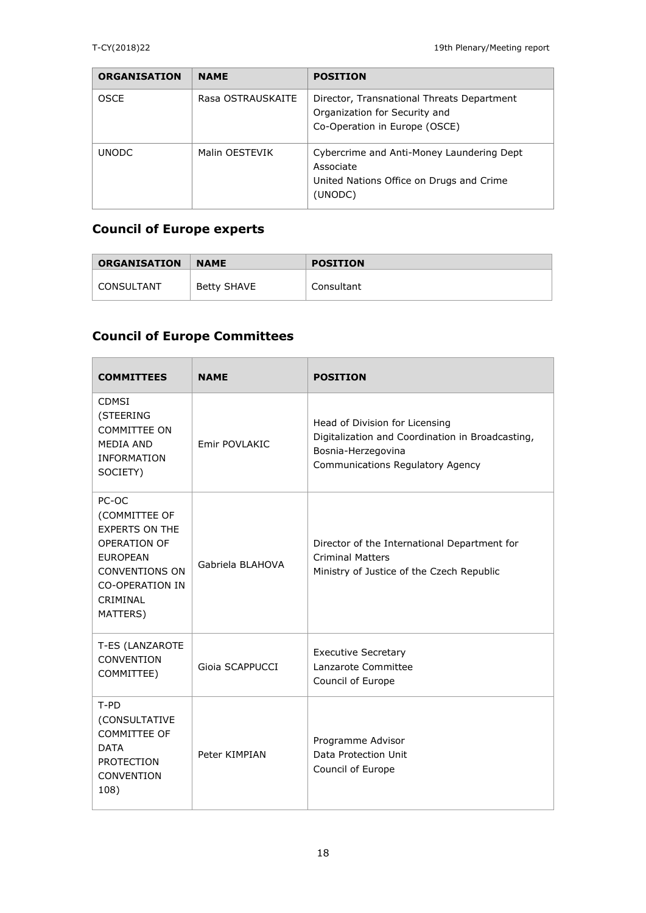| ORGANISATION | NAME | POSITION |
|---|---|---|
| OSCE | Rasa OSTRAUSKAITE | Director, Transnational Threats Department Organization for Security and Co-Operation in Europe (OSCE) |
| UNODC | Malin OESTEVIK | Cybercrime and Anti-Money Laundering Dept Associate United Nations Office on Drugs and Crime (UNODC) |

## Council of Europe experts

| ORGANISATION | NAME | POSITION |
|---|---|---|
| CONSULTANT | Betty SHAVE | Consultant |

## Council of Europe Committees

| COMMITTEES | NAME | POSITION |
|---|---|---|
| CDMSI (STEERING COMMITTEE ON MEDIA AND INFORMATION SOCIETY) | Emir POVLAKIC | Head of Division for Licensing Digitalization and Coordination in Broadcasting, Bosnia-Herzegovina Communications Regulatory Agency |
| PC-OC (COMMITTEE OF EXPERTS ON THE OPERATION OF EUROPEAN CONVENTIONS ON CO-OPERATION IN CRIMINAL MATTERS) | Gabriela BLAHOVA | Director of the International Department for Criminal Matters Ministry of Justice of the Czech Republic |
| T-ES (LANZAROTE CONVENTION COMMITTEE) | Gioia SCAPPUCCI | Executive Secretary Lanzarote Committee Council of Europe |
| T-PD (CONSULTATIVE COMMITTEE OF DATA PROTECTION CONVENTION 108) | Peter KIMPIAN | Programme Advisor Data Protection Unit Council of Europe |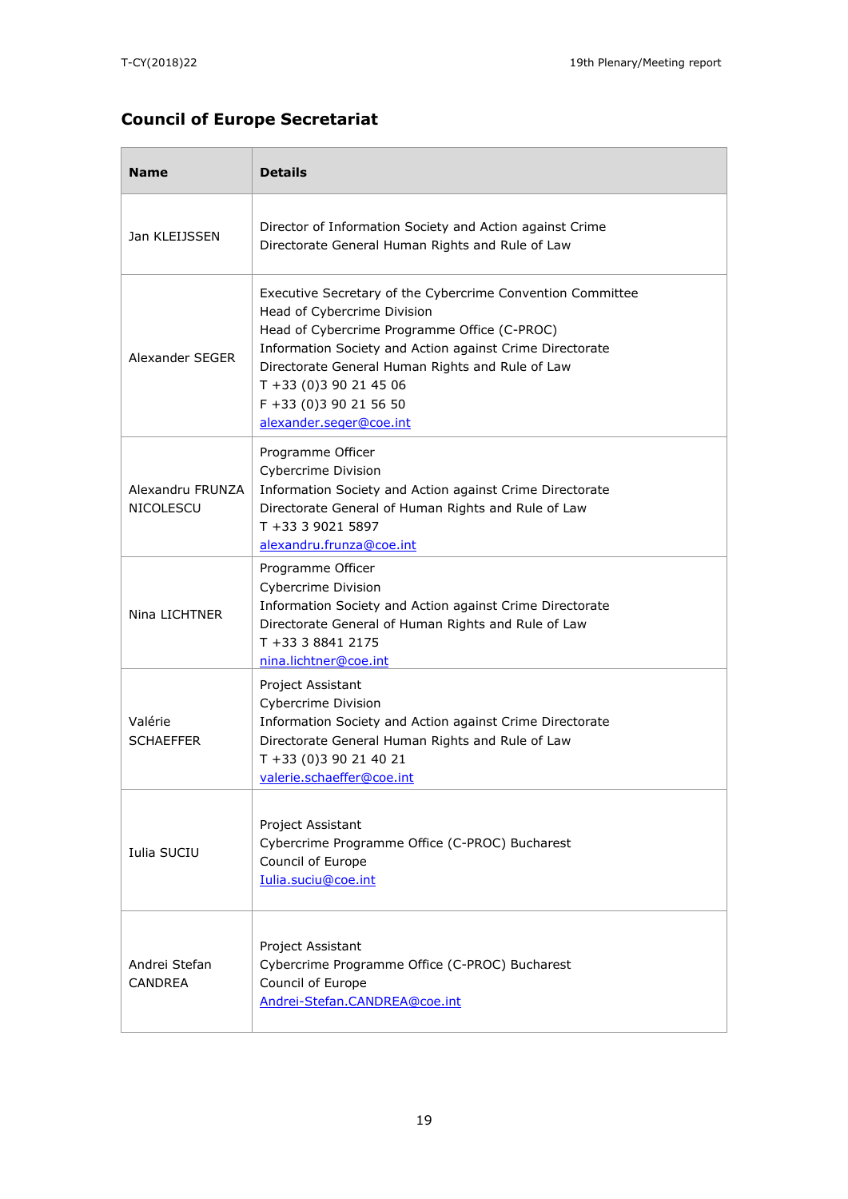## Council of Europe Secretariat

| Name | Details |
|---|---|
| Jan KLEIJSSEN | Director of Information Society and Action against Crime<br>Directorate General Human Rights and Rule of Law |
| Alexander SEGER | Executive Secretary of the Cybercrime Convention Committee<br>Head of Cybercrime Division<br>Head of Cybercrime Programme Office (C-PROC)<br>Information Society and Action against Crime Directorate<br>Directorate General Human Rights and Rule of Law<br>T +33 (0)3 90 21 45 06<br>F +33 (0)3 90 21 56 50<br>alexander.seger@coe.int |
| Alexandru FRUNZA NICOLESCU | Programme Officer<br>Cybercrime Division<br>Information Society and Action against Crime Directorate<br>Directorate General of Human Rights and Rule of Law<br>T +33 3 9021 5897<br>alexandru.frunza@coe.int |
| Nina LICHTNER | Programme Officer<br>Cybercrime Division<br>Information Society and Action against Crime Directorate<br>Directorate General of Human Rights and Rule of Law<br>T +33 3 8841 2175<br>nina.lichtner@coe.int |
| Valérie SCHAEFFER | Project Assistant<br>Cybercrime Division<br>Information Society and Action against Crime Directorate<br>Directorate General Human Rights and Rule of Law<br>T +33 (0)3 90 21 40 21<br>valerie.schaeffer@coe.int |
| Iulia SUCIU | Project Assistant<br>Cybercrime Programme Office (C-PROC) Bucharest<br>Council of Europe<br>Iulia.suciu@coe.int |
| Andrei Stefan CANDREA | Project Assistant<br>Cybercrime Programme Office (C-PROC) Bucharest<br>Council of Europe<br>Andrei-Stefan.CANDREA@coe.int |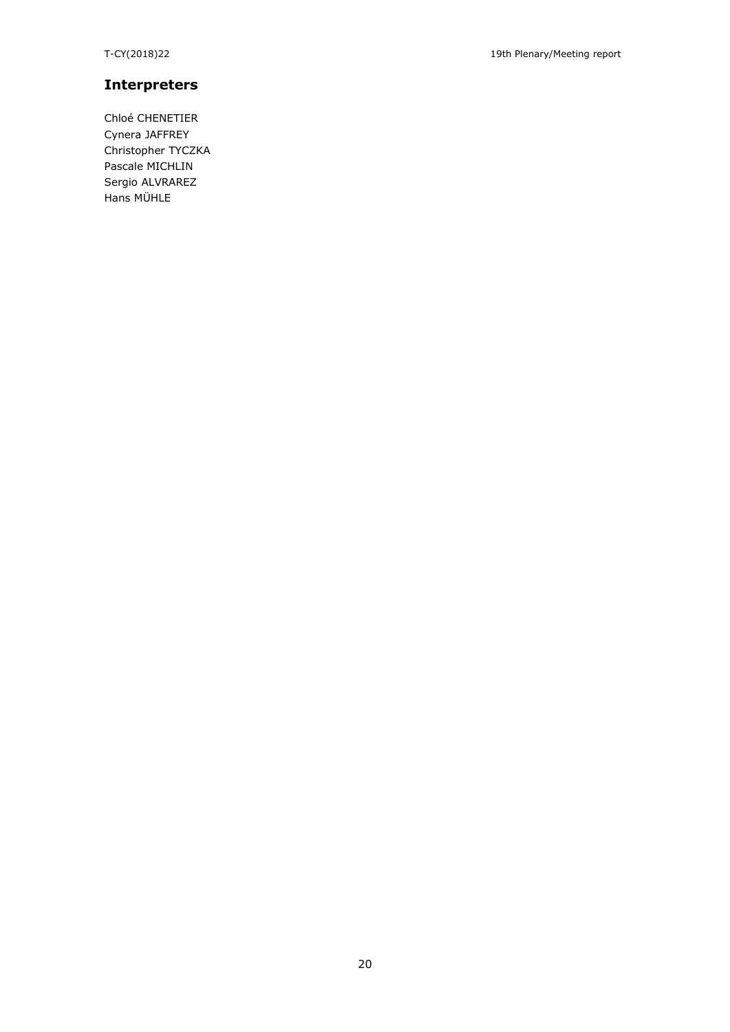## Interpreters

Chloé CHENETIER
Cynera JAFFREY
Christopher TYCZKA
Pascale MICHLIN
Sergio ALVRAREZ
Hans MÜHLE